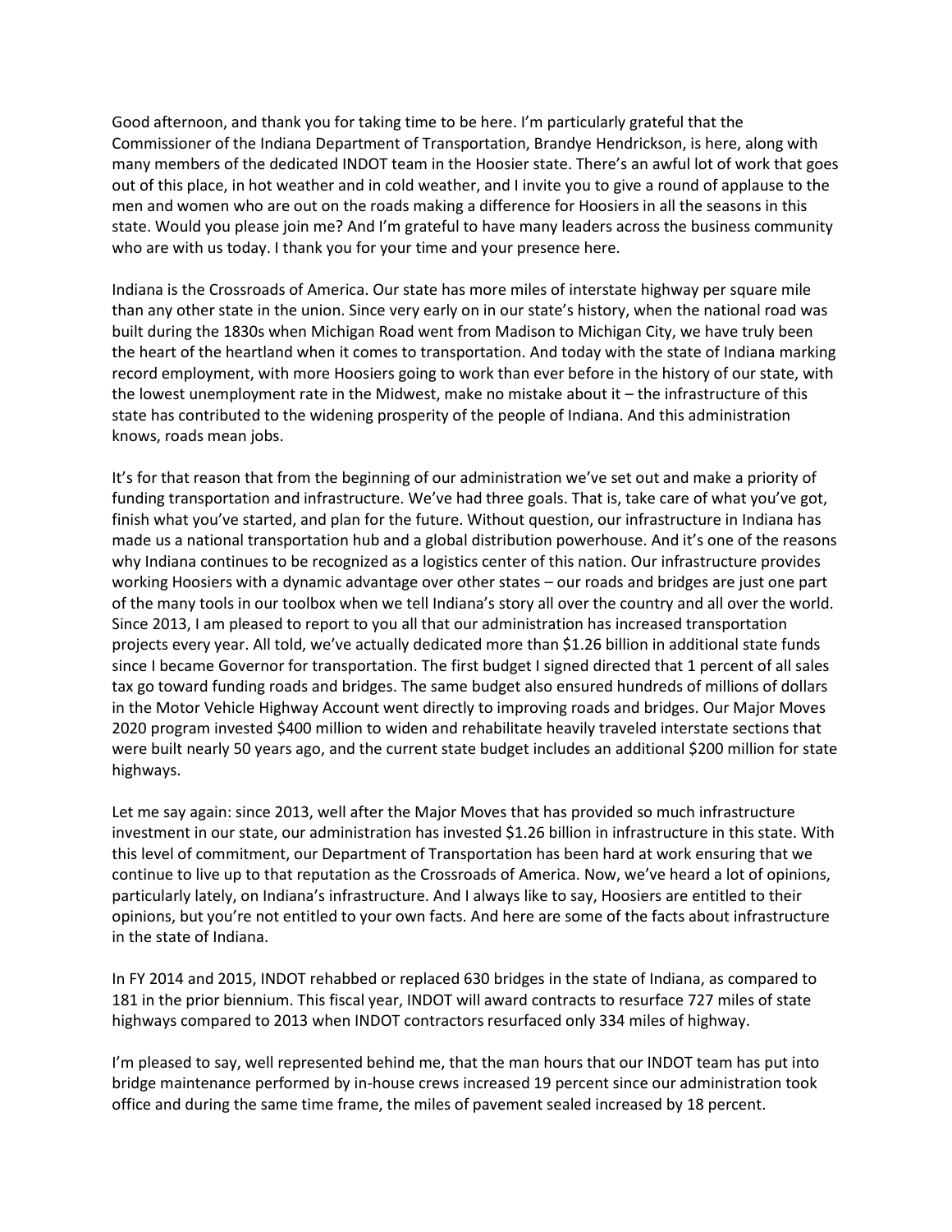Good afternoon, and thank you for taking time to be here. I'm particularly grateful that the Commissioner of the Indiana Department of Transportation, Brandye Hendrickson, is here, along with many members of the dedicated INDOT team in the Hoosier state. There's an awful lot of work that goes out of this place, in hot weather and in cold weather, and I invite you to give a round of applause to the men and women who are out on the roads making a difference for Hoosiers in all the seasons in this state. Would you please join me? And I'm grateful to have many leaders across the business community who are with us today. I thank you for your time and your presence here.

Indiana is the Crossroads of America. Our state has more miles of interstate highway per square mile than any other state in the union. Since very early on in our state's history, when the national road was built during the 1830s when Michigan Road went from Madison to Michigan City, we have truly been the heart of the heartland when it comes to transportation. And today with the state of Indiana marking record employment, with more Hoosiers going to work than ever before in the history of our state, with the lowest unemployment rate in the Midwest, make no mistake about it – the infrastructure of this state has contributed to the widening prosperity of the people of Indiana. And this administration knows, roads mean jobs.

It's for that reason that from the beginning of our administration we've set out and make a priority of funding transportation and infrastructure. We've had three goals. That is, take care of what you've got, finish what you've started, and plan for the future. Without question, our infrastructure in Indiana has made us a national transportation hub and a global distribution powerhouse. And it's one of the reasons why Indiana continues to be recognized as a logistics center of this nation. Our infrastructure provides working Hoosiers with a dynamic advantage over other states – our roads and bridges are just one part of the many tools in our toolbox when we tell Indiana's story all over the country and all over the world. Since 2013, I am pleased to report to you all that our administration has increased transportation projects every year. All told, we've actually dedicated more than $1.26 billion in additional state funds since I became Governor for transportation. The first budget I signed directed that 1 percent of all sales tax go toward funding roads and bridges. The same budget also ensured hundreds of millions of dollars in the Motor Vehicle Highway Account went directly to improving roads and bridges. Our Major Moves 2020 program invested $400 million to widen and rehabilitate heavily traveled interstate sections that were built nearly 50 years ago, and the current state budget includes an additional $200 million for state highways.

Let me say again: since 2013, well after the Major Moves that has provided so much infrastructure investment in our state, our administration has invested $1.26 billion in infrastructure in this state. With this level of commitment, our Department of Transportation has been hard at work ensuring that we continue to live up to that reputation as the Crossroads of America. Now, we've heard a lot of opinions, particularly lately, on Indiana's infrastructure. And I always like to say, Hoosiers are entitled to their opinions, but you're not entitled to your own facts. And here are some of the facts about infrastructure in the state of Indiana.

In FY 2014 and 2015, INDOT rehabbed or replaced 630 bridges in the state of Indiana, as compared to 181 in the prior biennium. This fiscal year, INDOT will award contracts to resurface 727 miles of state highways compared to 2013 when INDOT contractors resurfaced only 334 miles of highway.

I'm pleased to say, well represented behind me, that the man hours that our INDOT team has put into bridge maintenance performed by in-house crews increased 19 percent since our administration took office and during the same time frame, the miles of pavement sealed increased by 18 percent.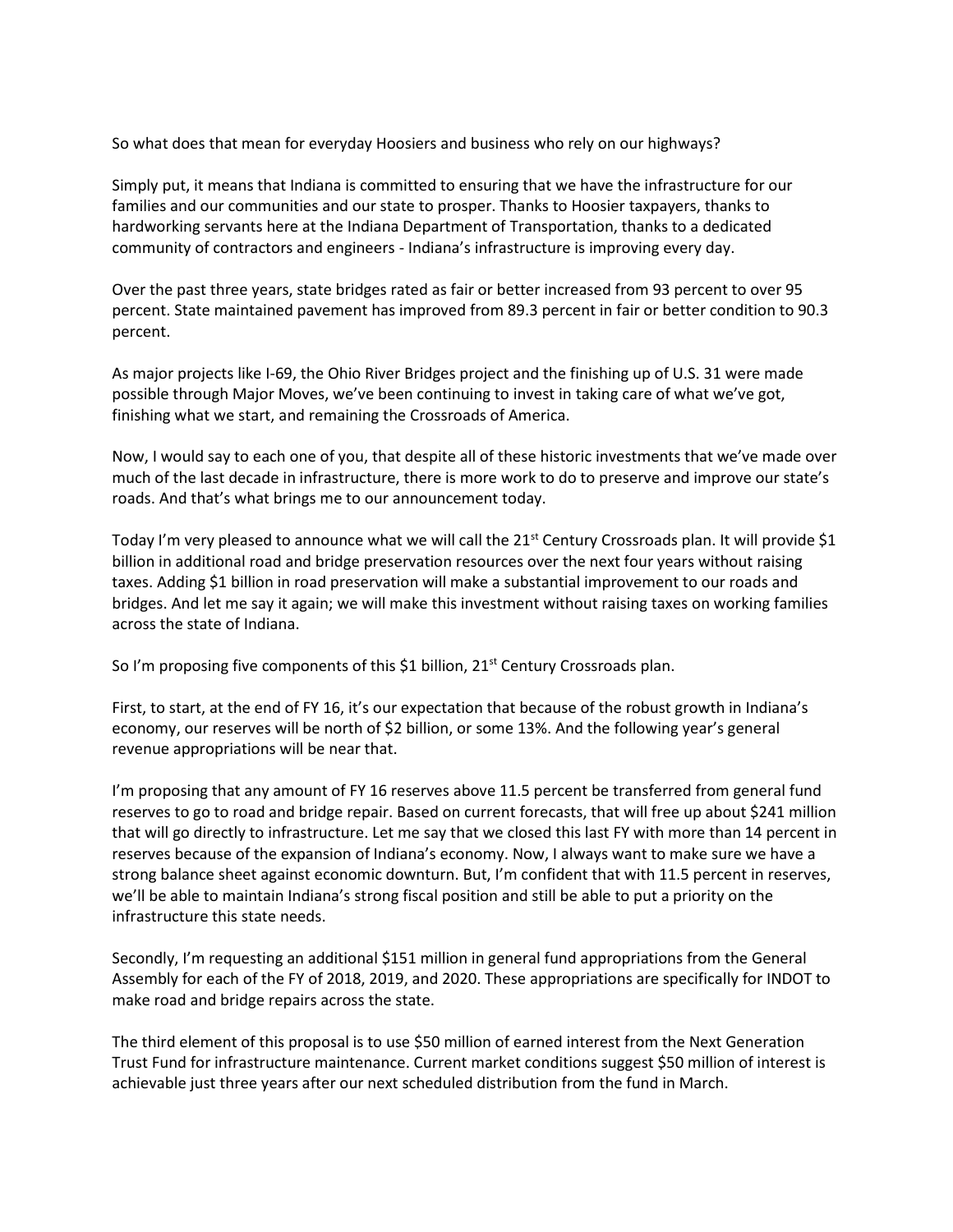So what does that mean for everyday Hoosiers and business who rely on our highways?

Simply put, it means that Indiana is committed to ensuring that we have the infrastructure for our families and our communities and our state to prosper. Thanks to Hoosier taxpayers, thanks to hardworking servants here at the Indiana Department of Transportation, thanks to a dedicated community of contractors and engineers - Indiana's infrastructure is improving every day.

Over the past three years, state bridges rated as fair or better increased from 93 percent to over 95 percent. State maintained pavement has improved from 89.3 percent in fair or better condition to 90.3 percent.

As major projects like I-69, the Ohio River Bridges project and the finishing up of U.S. 31 were made possible through Major Moves, we've been continuing to invest in taking care of what we've got, finishing what we start, and remaining the Crossroads of America.

Now, I would say to each one of you, that despite all of these historic investments that we've made over much of the last decade in infrastructure, there is more work to do to preserve and improve our state's roads. And that's what brings me to our announcement today.

Today I'm very pleased to announce what we will call the 21st Century Crossroads plan. It will provide $1 billion in additional road and bridge preservation resources over the next four years without raising taxes. Adding $1 billion in road preservation will make a substantial improvement to our roads and bridges. And let me say it again; we will make this investment without raising taxes on working families across the state of Indiana.

So I'm proposing five components of this $1 billion, 21st Century Crossroads plan.

First, to start, at the end of FY 16, it's our expectation that because of the robust growth in Indiana's economy, our reserves will be north of $2 billion, or some 13%. And the following year's general revenue appropriations will be near that.

I'm proposing that any amount of FY 16 reserves above 11.5 percent be transferred from general fund reserves to go to road and bridge repair. Based on current forecasts, that will free up about $241 million that will go directly to infrastructure. Let me say that we closed this last FY with more than 14 percent in reserves because of the expansion of Indiana's economy. Now, I always want to make sure we have a strong balance sheet against economic downturn. But, I'm confident that with 11.5 percent in reserves, we'll be able to maintain Indiana's strong fiscal position and still be able to put a priority on the infrastructure this state needs.

Secondly, I'm requesting an additional $151 million in general fund appropriations from the General Assembly for each of the FY of 2018, 2019, and 2020. These appropriations are specifically for INDOT to make road and bridge repairs across the state.

The third element of this proposal is to use $50 million of earned interest from the Next Generation Trust Fund for infrastructure maintenance. Current market conditions suggest $50 million of interest is achievable just three years after our next scheduled distribution from the fund in March.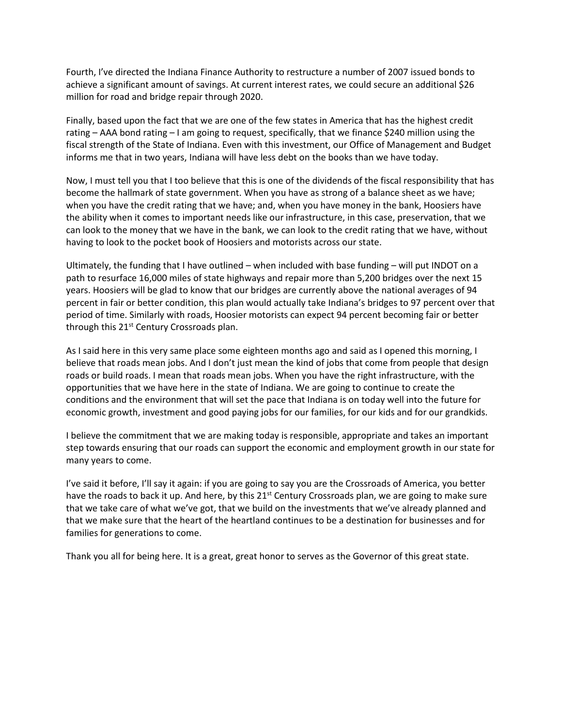Fourth, I've directed the Indiana Finance Authority to restructure a number of 2007 issued bonds to achieve a significant amount of savings. At current interest rates, we could secure an additional $26 million for road and bridge repair through 2020.

Finally, based upon the fact that we are one of the few states in America that has the highest credit rating – AAA bond rating – I am going to request, specifically, that we finance $240 million using the fiscal strength of the State of Indiana. Even with this investment, our Office of Management and Budget informs me that in two years, Indiana will have less debt on the books than we have today.

Now, I must tell you that I too believe that this is one of the dividends of the fiscal responsibility that has become the hallmark of state government. When you have as strong of a balance sheet as we have; when you have the credit rating that we have; and, when you have money in the bank, Hoosiers have the ability when it comes to important needs like our infrastructure, in this case, preservation, that we can look to the money that we have in the bank, we can look to the credit rating that we have, without having to look to the pocket book of Hoosiers and motorists across our state.

Ultimately, the funding that I have outlined – when included with base funding – will put INDOT on a path to resurface 16,000 miles of state highways and repair more than 5,200 bridges over the next 15 years. Hoosiers will be glad to know that our bridges are currently above the national averages of 94 percent in fair or better condition, this plan would actually take Indiana's bridges to 97 percent over that period of time. Similarly with roads, Hoosier motorists can expect 94 percent becoming fair or better through this 21st Century Crossroads plan.

As I said here in this very same place some eighteen months ago and said as I opened this morning, I believe that roads mean jobs. And I don't just mean the kind of jobs that come from people that design roads or build roads. I mean that roads mean jobs. When you have the right infrastructure, with the opportunities that we have here in the state of Indiana. We are going to continue to create the conditions and the environment that will set the pace that Indiana is on today well into the future for economic growth, investment and good paying jobs for our families, for our kids and for our grandkids.

I believe the commitment that we are making today is responsible, appropriate and takes an important step towards ensuring that our roads can support the economic and employment growth in our state for many years to come.

I've said it before, I'll say it again: if you are going to say you are the Crossroads of America, you better have the roads to back it up. And here, by this 21st Century Crossroads plan, we are going to make sure that we take care of what we've got, that we build on the investments that we've already planned and that we make sure that the heart of the heartland continues to be a destination for businesses and for families for generations to come.

Thank you all for being here. It is a great, great honor to serves as the Governor of this great state.